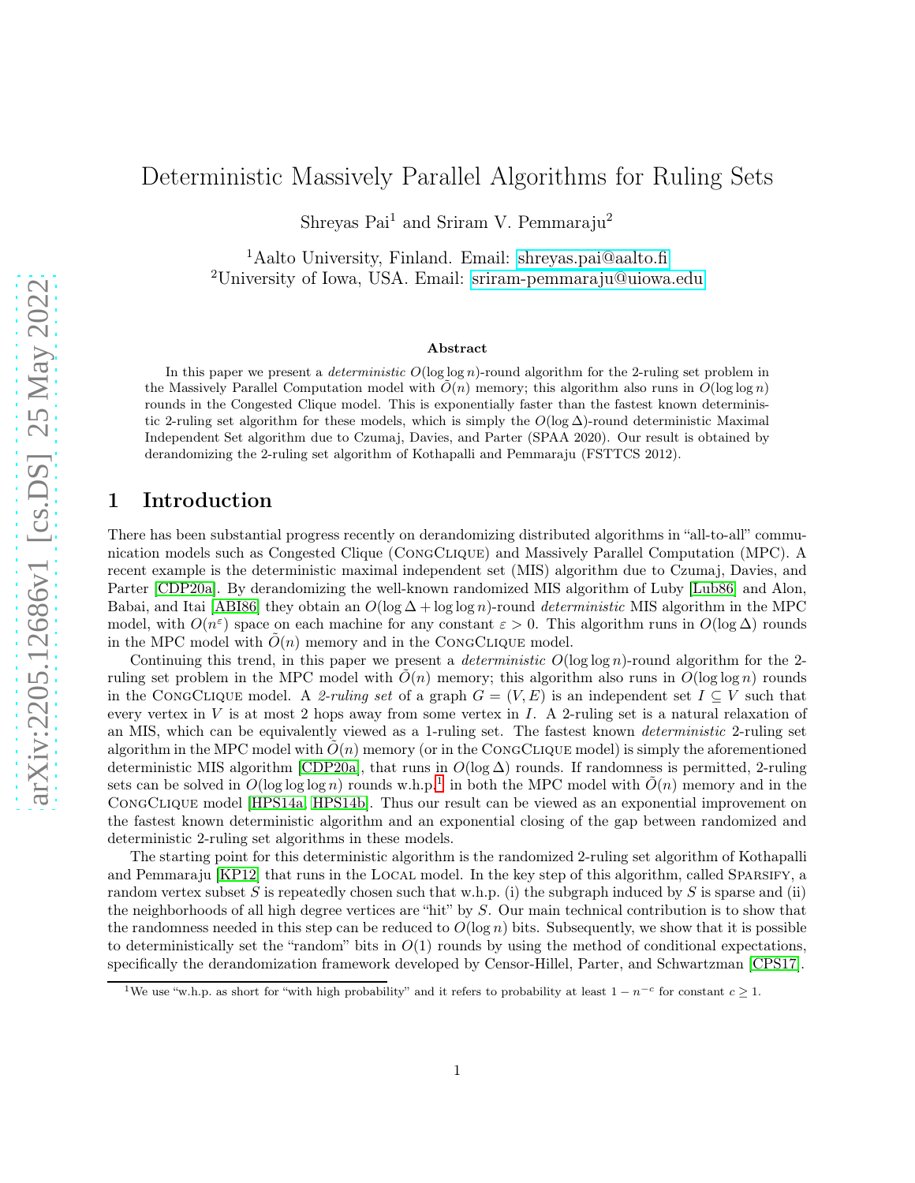# Deterministic Massively Parallel Algorithms for Ruling Sets

Shreyas Pai[1] and Sriram V. Pemmaraju[2]

[1]Aalto University, Finland. Email: shreyas.pai@aalto.fi
[2]University of Iowa, USA. Email: sriram-pemmaraju@uiowa.edu

### Abstract

In this paper we present a *deterministic* $O(\log \log n)$-round algorithm for the 2-ruling set problem in the Massively Parallel Computation model with $\tilde{O}(n)$ memory; this algorithm also runs in $O(\log \log n)$ rounds in the Congested Clique model. This is exponentially faster than the fastest known deterministic 2-ruling set algorithm for these models, which is simply the $O(\log \Delta)$-round deterministic Maximal Independent Set algorithm due to Czumaj, Davies, and Parter (SPAA 2020). Our result is obtained by derandomizing the 2-ruling set algorithm of Kothapalli and Pemmaraju (FSTTCS 2012).

## 1 Introduction

There has been substantial progress recently on derandomizing distributed algorithms in "all-to-all" communication models such as Congested Clique (CongClique) and Massively Parallel Computation (MPC). A recent example is the deterministic maximal independent set (MIS) algorithm due to Czumaj, Davies, and Parter [CDP20a]. By derandomizing the well-known randomized MIS algorithm of Luby [Lub86] and Alon, Babai, and Itai [ABI86] they obtain an $O(\log \Delta + \log \log n)$-round *deterministic* MIS algorithm in the MPC model, with $O(n^{\varepsilon})$ space on each machine for any constant $\varepsilon > 0$. This algorithm runs in $O(\log \Delta)$ rounds in the MPC model with $\tilde{O}(n)$ memory and in the CongClique model.

Continuing this trend, in this paper we present a *deterministic* $O(\log \log n)$-round algorithm for the 2-ruling set problem in the MPC model with $\tilde{O}(n)$ memory; this algorithm also runs in $O(\log \log n)$ rounds in the CongClique model. A *2-ruling set* of a graph $G = (V, E)$ is an independent set $I \subseteq V$ such that every vertex in $V$ is at most 2 hops away from some vertex in $I$. A 2-ruling set is a natural relaxation of an MIS, which can be equivalently viewed as a 1-ruling set. The fastest known *deterministic* 2-ruling set algorithm in the MPC model with $\tilde{O}(n)$ memory (or in the CongClique model) is simply the aforementioned deterministic MIS algorithm [CDP20a], that runs in $O(\log \Delta)$ rounds. If randomness is permitted, 2-ruling sets can be solved in $O(\log \log \log n)$ rounds w.h.p.[1] in both the MPC model with $\tilde{O}(n)$ memory and in the CongClique model [HPS14a, HPS14b]. Thus our result can be viewed as an exponential improvement on the fastest known deterministic algorithm and an exponential closing of the gap between randomized and deterministic 2-ruling set algorithms in these models.

The starting point for this deterministic algorithm is the randomized 2-ruling set algorithm of Kothapalli and Pemmaraju [KP12] that runs in the Local model. In the key step of this algorithm, called Sparsify, a random vertex subset $S$ is repeatedly chosen such that w.h.p. (i) the subgraph induced by $S$ is sparse and (ii) the neighborhoods of all high degree vertices are "hit" by $S$. Our main technical contribution is to show that the randomness needed in this step can be reduced to $O(\log n)$ bits. Subsequently, we show that it is possible to deterministically set the "random" bits in $O(1)$ rounds by using the method of conditional expectations, specifically the derandomization framework developed by Censor-Hillel, Parter, and Schwartzman [CPS17].

[1]We use "w.h.p. as short for "with high probability" and it refers to probability at least $1 - n^{-c}$ for constant $c \geq 1$.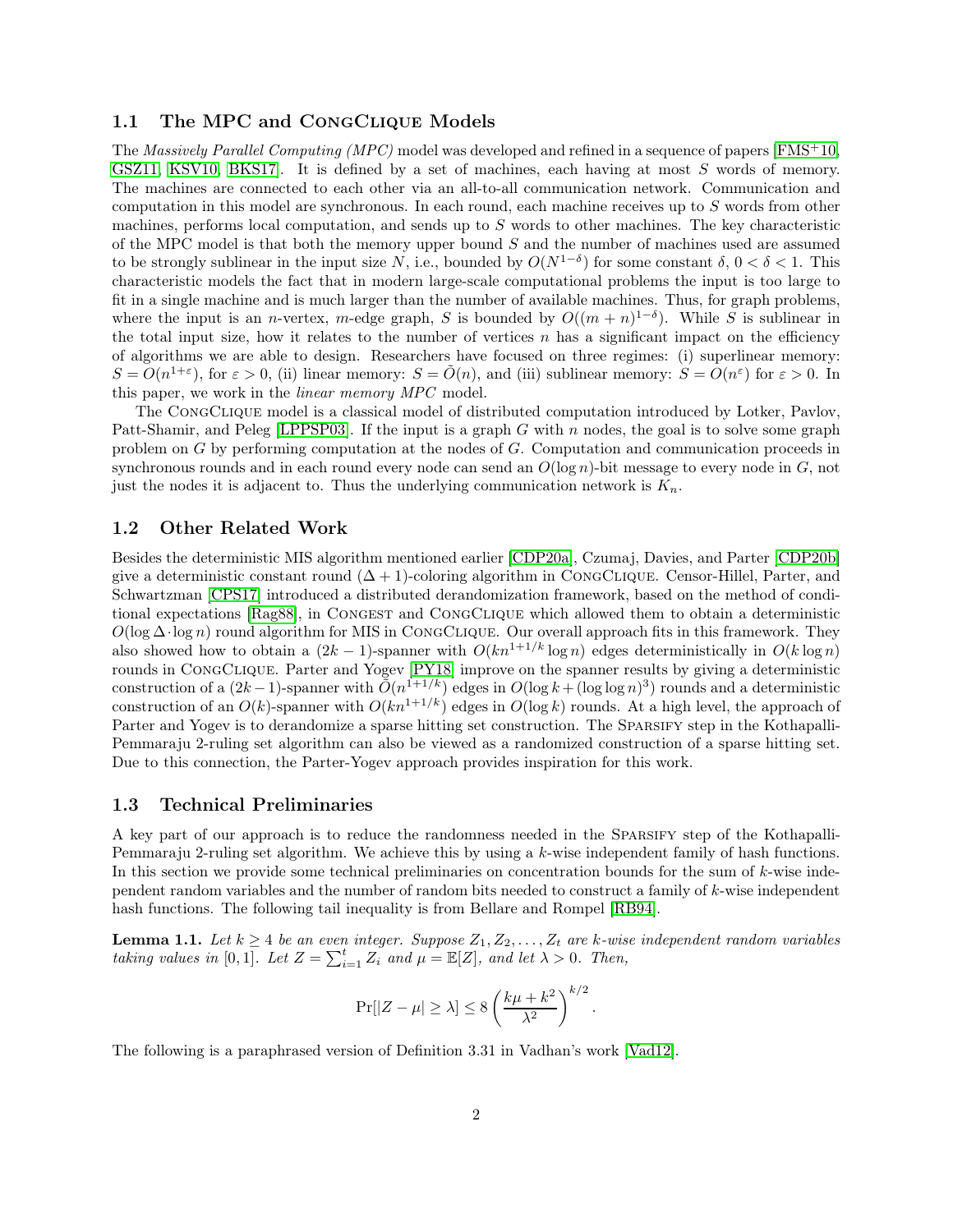## 1.1 The MPC and CongClique Models

The *Massively Parallel Computing (MPC)* model was developed and refined in a sequence of papers [FMS+10, GSZ11, KSV10, BKS17]. It is defined by a set of machines, each having at most $S$ words of memory. The machines are connected to each other via an all-to-all communication network. Communication and computation in this model are synchronous. In each round, each machine receives up to $S$ words from other machines, performs local computation, and sends up to $S$ words to other machines. The key characteristic of the MPC model is that both the memory upper bound $S$ and the number of machines used are assumed to be strongly sublinear in the input size $N$, i.e., bounded by $O(N^{1-\delta})$ for some constant $\delta$, $0 < \delta < 1$. This characteristic models the fact that in modern large-scale computational problems the input is too large to fit in a single machine and is much larger than the number of available machines. Thus, for graph problems, where the input is an $n$-vertex, $m$-edge graph, $S$ is bounded by $O((m+n)^{1-\delta})$. While $S$ is sublinear in the total input size, how it relates to the number of vertices $n$ has a significant impact on the efficiency of algorithms we are able to design. Researchers have focused on three regimes: (i) superlinear memory: $S = O(n^{1+\varepsilon})$, for $\varepsilon > 0$, (ii) linear memory: $S = \tilde{O}(n)$, and (iii) sublinear memory: $S = O(n^{\varepsilon})$ for $\varepsilon > 0$. In this paper, we work in the *linear memory MPC* model.

The CongClique model is a classical model of distributed computation introduced by Lotker, Pavlov, Patt-Shamir, and Peleg [LPPSP03]. If the input is a graph $G$ with $n$ nodes, the goal is to solve some graph problem on $G$ by performing computation at the nodes of $G$. Computation and communication proceeds in synchronous rounds and in each round every node can send an $O(\log n)$-bit message to every node in $G$, not just the nodes it is adjacent to. Thus the underlying communication network is $K_n$.

## 1.2 Other Related Work

Besides the deterministic MIS algorithm mentioned earlier [CDP20a], Czumaj, Davies, and Parter [CDP20b] give a deterministic constant round $(\Delta+1)$-coloring algorithm in CongClique. Censor-Hillel, Parter, and Schwartzman [CPS17] introduced a distributed derandomization framework, based on the method of conditional expectations [Rag88], in Congest and CongClique which allowed them to obtain a deterministic $O(\log \Delta \cdot \log n)$ round algorithm for MIS in CongClique. Our overall approach fits in this framework. They also showed how to obtain a $(2k-1)$-spanner with $O(kn^{1+1/k}\log n)$ edges deterministically in $O(k \log n)$ rounds in CongClique. Parter and Yogev [PY18] improve on the spanner results by giving a deterministic construction of a $(2k-1)$-spanner with $\tilde{O}(n^{1+1/k})$ edges in $O(\log k + (\log\log n)^3)$ rounds and a deterministic construction of an $O(k)$-spanner with $O(kn^{1+1/k})$ edges in $O(\log k)$ rounds. At a high level, the approach of Parter and Yogev is to derandomize a sparse hitting set construction. The Sparsify step in the Kothapalli-Pemmaraju 2-ruling set algorithm can also be viewed as a randomized construction of a sparse hitting set. Due to this connection, the Parter-Yogev approach provides inspiration for this work.

## 1.3 Technical Preliminaries

A key part of our approach is to reduce the randomness needed in the Sparsify step of the Kothapalli-Pemmaraju 2-ruling set algorithm. We achieve this by using a $k$-wise independent family of hash functions. In this section we provide some technical preliminaries on concentration bounds for the sum of $k$-wise independent random variables and the number of random bits needed to construct a family of $k$-wise independent hash functions. The following tail inequality is from Bellare and Rompel [RB94].

**Lemma 1.1.** *Let $k \geq 4$ be an even integer. Suppose $Z_1, Z_2, \ldots, Z_t$ are $k$-wise independent random variables taking values in $[0,1]$. Let $Z = \sum_{i=1}^{t} Z_i$ and $\mu = \mathbb{E}[Z]$, and let $\lambda > 0$. Then,*

$$\Pr[|Z - \mu| \geq \lambda] \leq 8\left(\frac{k\mu + k^2}{\lambda^2}\right)^{k/2}.$$

The following is a paraphrased version of Definition 3.31 in Vadhan's work [Vad12].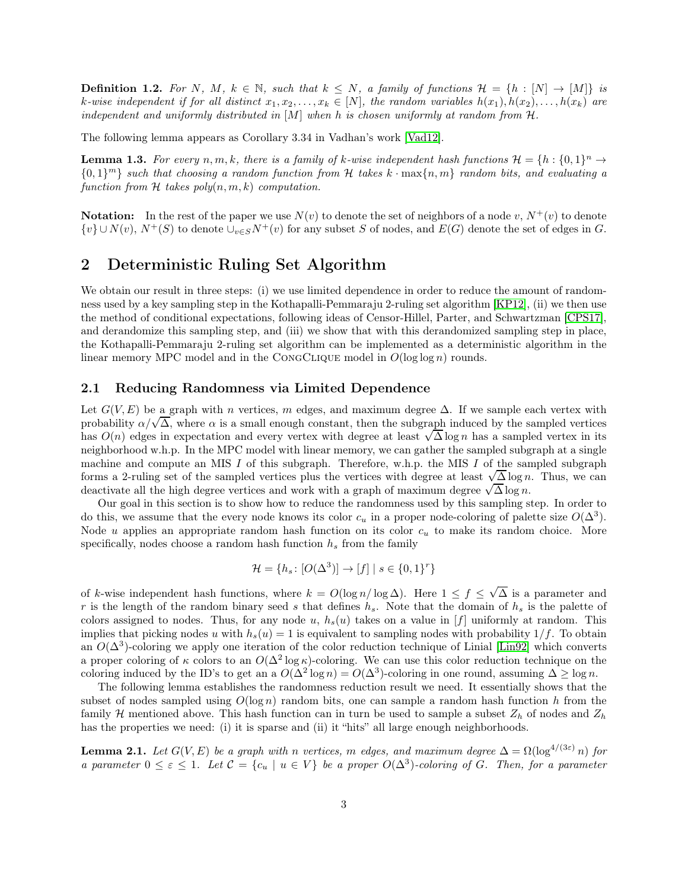**Definition 1.2.** *For $N$, $M$, $k \in \mathbb{N}$, such that $k \leq N$, a family of functions $\mathcal{H} = \{h : [N] \to [M]\}$ is $k$-wise independent if for all distinct $x_1, x_2, \ldots, x_k \in [N]$, the random variables $h(x_1), h(x_2), \ldots, h(x_k)$ are independent and uniformly distributed in $[M]$ when $h$ is chosen uniformly at random from $\mathcal{H}$.*

The following lemma appears as Corollary 3.34 in Vadhan's work [Vad12].

**Lemma 1.3.** *For every $n, m, k$, there is a family of $k$-wise independent hash functions $\mathcal{H} = \{h : \{0,1\}^n \to \{0,1\}^m\}$ such that choosing a random function from $\mathcal{H}$ takes $k \cdot \max\{n, m\}$ random bits, and evaluating a function from $\mathcal{H}$ takes poly$(n, m, k)$ computation.*

**Notation:** In the rest of the paper we use $N(v)$ to denote the set of neighbors of a node $v$, $N^+(v)$ to denote $\{v\} \cup N(v)$, $N^+(S)$ to denote $\cup_{v \in S} N^+(v)$ for any subset $S$ of nodes, and $E(G)$ denote the set of edges in $G$.

# 2 Deterministic Ruling Set Algorithm

We obtain our result in three steps: (i) we use limited dependence in order to reduce the amount of randomness used by a key sampling step in the Kothapalli-Pemmaraju 2-ruling set algorithm [KP12], (ii) we then use the method of conditional expectations, following ideas of Censor-Hillel, Parter, and Schwartzman [CPS17], and derandomize this sampling step, and (iii) we show that with this derandomized sampling step in place, the Kothapalli-Pemmaraju 2-ruling set algorithm can be implemented as a deterministic algorithm in the linear memory MPC model and in the CongClique model in $O(\log \log n)$ rounds.

## 2.1 Reducing Randomness via Limited Dependence

Let $G(V, E)$ be a graph with $n$ vertices, $m$ edges, and maximum degree $\Delta$. If we sample each vertex with probability $\alpha/\sqrt{\Delta}$, where $\alpha$ is a small enough constant, then the subgraph induced by the sampled vertices has $O(n)$ edges in expectation and every vertex with degree at least $\sqrt{\Delta} \log n$ has a sampled vertex in its neighborhood w.h.p. In the MPC model with linear memory, we can gather the sampled subgraph at a single machine and compute an MIS $I$ of this subgraph. Therefore, w.h.p. the MIS $I$ of the sampled subgraph forms a 2-ruling set of the sampled vertices plus the vertices with degree at least $\sqrt{\Delta} \log n$. Thus, we can deactivate all the high degree vertices and work with a graph of maximum degree $\sqrt{\Delta} \log n$.

Our goal in this section is to show how to reduce the randomness used by this sampling step. In order to do this, we assume that the every node knows its color $c_u$ in a proper node-coloring of palette size $O(\Delta^3)$. Node $u$ applies an appropriate random hash function on its color $c_u$ to make its random choice. More specifically, nodes choose a random hash function $h_s$ from the family

$$\mathcal{H} = \{h_s \colon [O(\Delta^3)] \to [f] \mid s \in \{0,1\}^r\}$$

of $k$-wise independent hash functions, where $k = O(\log n / \log \Delta)$. Here $1 \leq f \leq \sqrt{\Delta}$ is a parameter and $r$ is the length of the random binary seed $s$ that defines $h_s$. Note that the domain of $h_s$ is the palette of colors assigned to nodes. Thus, for any node $u$, $h_s(u)$ takes on a value in $[f]$ uniformly at random. This implies that picking nodes $u$ with $h_s(u) = 1$ is equivalent to sampling nodes with probability $1/f$. To obtain an $O(\Delta^3)$-coloring we apply one iteration of the color reduction technique of Linial [Lin92] which converts a proper coloring of $\kappa$ colors to an $O(\Delta^2 \log \kappa)$-coloring. We can use this color reduction technique on the coloring induced by the ID's to get an a $O(\Delta^2 \log n) = O(\Delta^3)$-coloring in one round, assuming $\Delta \geq \log n$.

The following lemma establishes the randomness reduction result we need. It essentially shows that the subset of nodes sampled using $O(\log n)$ random bits, one can sample a random hash function $h$ from the family $\mathcal{H}$ mentioned above. This hash function can in turn be used to sample a subset $Z_h$ of nodes and $Z_h$ has the properties we need: (i) it is sparse and (ii) it "hits" all large enough neighborhoods.

**Lemma 2.1.** *Let $G(V, E)$ be a graph with $n$ vertices, $m$ edges, and maximum degree $\Delta = \Omega(\log^{4/(3\varepsilon)} n)$ for a parameter $0 \leq \varepsilon \leq 1$. Let $\mathcal{C} = \{c_u \mid u \in V\}$ be a proper $O(\Delta^3)$-coloring of $G$. Then, for a parameter*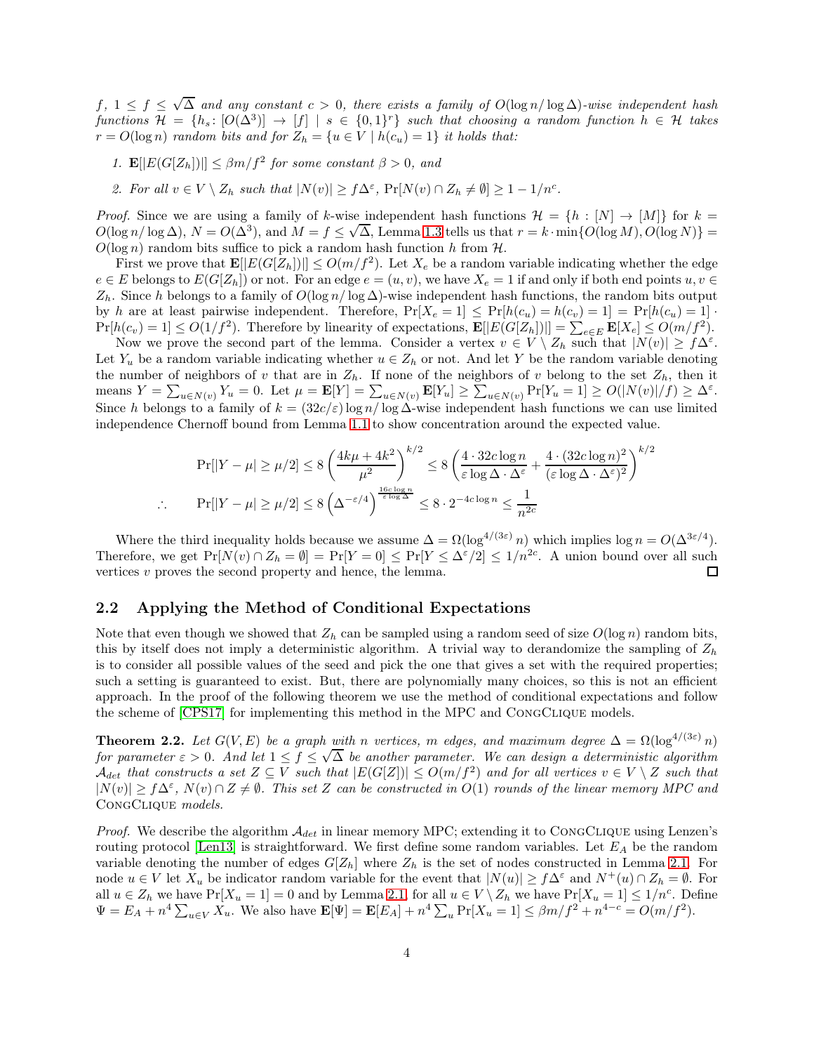*$f$, $1 \le f \le \sqrt{\Delta}$ and any constant $c > 0$, there exists a family of $O(\log n/\log \Delta)$-wise independent hash functions $\mathcal{H} = \{h_s : [O(\Delta^3)] \to [f] \mid s \in \{0,1\}^r\}$ such that choosing a random function $h \in \mathcal{H}$ takes $r = O(\log n)$ random bits and for $Z_h = \{u \in V \mid h(c_u) = 1\}$ it holds that:*

1. *$\mathbf{E}[|E(G[Z_h])|] \le \beta m/f^2$ for some constant $\beta > 0$, and*
2. *For all $v \in V \setminus Z_h$ such that $|N(v)| \ge f\Delta^\varepsilon$, $\Pr[N(v) \cap Z_h \ne \emptyset] \ge 1 - 1/n^c$.*

*Proof.* Since we are using a family of $k$-wise independent hash functions $\mathcal{H} = \{h : [N] \to [M]\}$ for $k = O(\log n/\log \Delta)$, $N = O(\Delta^3)$, and $M = f \le \sqrt{\Delta}$, Lemma 1.3 tells us that $r = k \cdot \min\{O(\log M), O(\log N)\} = O(\log n)$ random bits suffice to pick a random hash function $h$ from $\mathcal{H}$.

First we prove that $\mathbf{E}[|E(G[Z_h])|] \le O(m/f^2)$. Let $X_e$ be a random variable indicating whether the edge $e \in E$ belongs to $E(G[Z_h])$ or not. For an edge $e = (u, v)$, we have $X_e = 1$ if and only if both end points $u, v \in Z_h$. Since $h$ belongs to a family of $O(\log n/\log \Delta)$-wise independent hash functions, the random bits output by $h$ are at least pairwise independent. Therefore, $\Pr[X_e = 1] \le \Pr[h(c_u) = h(c_v) = 1] = \Pr[h(c_u) = 1] \cdot \Pr[h(c_v) = 1] \le O(1/f^2)$. Therefore by linearity of expectations, $\mathbf{E}[|E(G[Z_h])|] = \sum_{e \in E} \mathbf{E}[X_e] \le O(m/f^2)$.

Now we prove the second part of the lemma. Consider a vertex $v \in V \setminus Z_h$ such that $|N(v)| \ge f\Delta^\varepsilon$. Let $Y_u$ be a random variable indicating whether $u \in Z_h$ or not. And let $Y$ be the random variable denoting the number of neighbors of $v$ that are in $Z_h$. If none of the neighbors of $v$ belong to the set $Z_h$, then it means $Y = \sum_{u \in N(v)} Y_u = 0$. Let $\mu = \mathbf{E}[Y] = \sum_{u \in N(v)} \mathbf{E}[Y_u] \ge \sum_{u \in N(v)} \Pr[Y_u = 1] \ge O(|N(v)|/f) \ge \Delta^\varepsilon$. Since $h$ belongs to a family of $k = (32c/\varepsilon)\log n/\log \Delta$-wise independent hash functions we can use limited independence Chernoff bound from Lemma 1.1 to show concentration around the expected value.

$$\Pr[|Y - \mu| \ge \mu/2] \le 8\left(\frac{4k\mu + 4k^2}{\mu^2}\right)^{k/2} \le 8\left(\frac{4 \cdot 32c\log n}{\varepsilon \log \Delta \cdot \Delta^\varepsilon} + \frac{4 \cdot (32c\log n)^2}{(\varepsilon \log \Delta \cdot \Delta^\varepsilon)^2}\right)^{k/2}$$

$$\therefore \quad \Pr[|Y - \mu| \ge \mu/2] \le 8\left(\Delta^{-\varepsilon/4}\right)^{\frac{16c\log n}{\varepsilon \log \Delta}} \le 8 \cdot 2^{-4c\log n} \le \frac{1}{n^{2c}}$$

Where the third inequality holds because we assume $\Delta = \Omega(\log^{4/(3\varepsilon)} n)$ which implies $\log n = O(\Delta^{3\varepsilon/4})$. Therefore, we get $\Pr[N(v) \cap Z_h = \emptyset] = \Pr[Y = 0] \le \Pr[Y \le \Delta^\varepsilon/2] \le 1/n^{2c}$. A union bound over all such vertices $v$ proves the second property and hence, the lemma. □

## 2.2 Applying the Method of Conditional Expectations

Note that even though we showed that $Z_h$ can be sampled using a random seed of size $O(\log n)$ random bits, this by itself does not imply a deterministic algorithm. A trivial way to derandomize the sampling of $Z_h$ is to consider all possible values of the seed and pick the one that gives a set with the required properties; such a setting is guaranteed to exist. But, there are polynomially many choices, so this is not an efficient approach. In the proof of the following theorem we use the method of conditional expectations and follow the scheme of [CPS17] for implementing this method in the MPC and CongClique models.

**Theorem 2.2.** *Let $G(V, E)$ be a graph with $n$ vertices, $m$ edges, and maximum degree $\Delta = \Omega(\log^{4/(3\varepsilon)} n)$ for parameter $\varepsilon > 0$. And let $1 \le f \le \sqrt{\Delta}$ be another parameter. We can design a deterministic algorithm $\mathcal{A}_{det}$ that constructs a set $Z \subseteq V$ such that $|E(G[Z])| \le O(m/f^2)$ and for all vertices $v \in V \setminus Z$ such that $|N(v)| \ge f\Delta^\varepsilon$, $N(v) \cap Z \ne \emptyset$. This set $Z$ can be constructed in $O(1)$ rounds of the linear memory MPC and CongClique models.*

*Proof.* We describe the algorithm $\mathcal{A}_{det}$ in linear memory MPC; extending it to CongClique using Lenzen's routing protocol [Len13] is straightforward. We first define some random variables. Let $E_A$ be the random variable denoting the number of edges $G[Z_h]$ where $Z_h$ is the set of nodes constructed in Lemma 2.1. For node $u \in V$ let $X_u$ be indicator random variable for the event that $|N(u)| \ge f\Delta^\varepsilon$ and $N^+(u) \cap Z_h = \emptyset$. For all $u \in Z_h$ we have $\Pr[X_u = 1] = 0$ and by Lemma 2.1, for all $u \in V \setminus Z_h$ we have $\Pr[X_u = 1] \le 1/n^c$. Define $\Psi = E_A + n^4 \sum_{u \in V} X_u$. We also have $\mathbf{E}[\Psi] = \mathbf{E}[E_A] + n^4 \sum_u \Pr[X_u = 1] \le \beta m/f^2 + n^{4-c} = O(m/f^2)$.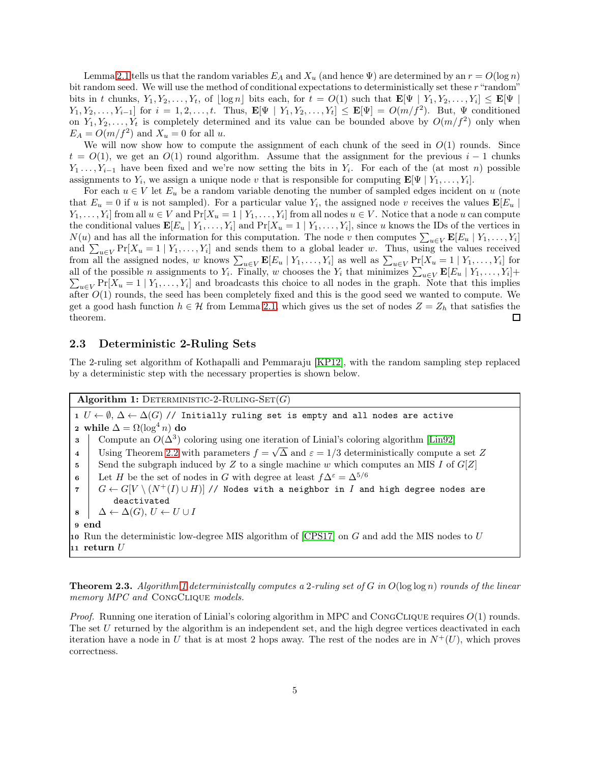Lemma 2.1 tells us that the random variables $E_A$ and $X_u$ (and hence $\Psi$) are determined by an $r = O(\log n)$ bit random seed. We will use the method of conditional expectations to deterministically set these $r$ "random" bits in $t$ chunks, $Y_1, Y_2, \ldots, Y_t$, of $\lfloor \log n \rfloor$ bits each, for $t = O(1)$ such that $\mathbf{E}[\Psi \mid Y_1, Y_2, \ldots, Y_i] \leq \mathbf{E}[\Psi \mid Y_1, Y_2, \ldots, Y_{i-1}]$ for $i = 1, 2, \ldots, t$. Thus, $\mathbf{E}[\Psi \mid Y_1, Y_2, \ldots, Y_t] \leq \mathbf{E}[\Psi] = O(m/f^2)$. But, $\Psi$ conditioned on $Y_1, Y_2, \ldots, Y_t$ is completely determined and its value can be bounded above by $O(m/f^2)$ only when $E_A = O(m/f^2)$ and $X_u = 0$ for all $u$.

We will now show how to compute the assignment of each chunk of the seed in $O(1)$ rounds. Since $t = O(1)$, we get an $O(1)$ round algorithm. Assume that the assignment for the previous $i - 1$ chunks $Y_1 \ldots, Y_{i-1}$ have been fixed and we're now setting the bits in $Y_i$. For each of the (at most $n$) possible assignments to $Y_i$, we assign a unique node $v$ that is responsible for computing $\mathbf{E}[\Psi \mid Y_1, \ldots, Y_i]$.

For each $u \in V$ let $E_u$ be a random variable denoting the number of sampled edges incident on $u$ (note that $E_u = 0$ if $u$ is not sampled). For a particular value $Y_i$, the assigned node $v$ receives the values $\mathbf{E}[E_u \mid Y_1, \ldots, Y_i]$ from all $u \in V$ and $\Pr[X_u = 1 \mid Y_1, \ldots, Y_i]$ from all nodes $u \in V$. Notice that a node $u$ can compute the conditional values $\mathbf{E}[E_u \mid Y_1, \ldots, Y_i]$ and $\Pr[X_u = 1 \mid Y_1, \ldots, Y_i]$, since $u$ knows the IDs of the vertices in $N(u)$ and has all the information for this computation. The node $v$ then computes $\sum_{u \in V} \mathbf{E}[E_u \mid Y_1, \ldots, Y_i]$ and $\sum_{u \in V} \Pr[X_u = 1 \mid Y_1, \ldots, Y_i]$ and sends them to a global leader $w$. Thus, using the values received from all the assigned nodes, $w$ knows $\sum_{u \in V} \mathbf{E}[E_u \mid Y_1, \ldots, Y_i]$ as well as $\sum_{u \in V} \Pr[X_u = 1 \mid Y_1, \ldots, Y_i]$ for all of the possible $n$ assignments to $Y_i$. Finally, $w$ chooses the $Y_i$ that minimizes $\sum_{u \in V} \mathbf{E}[E_u \mid Y_1, \ldots, Y_i] + \sum_{u \in V} \Pr[X_u = 1 \mid Y_1, \ldots, Y_i]$ and broadcasts this choice to all nodes in the graph. Note that this implies after $O(1)$ rounds, the seed has been completely fixed and this is the good seed we wanted to compute. We get a good hash function $h \in \mathcal{H}$ from Lemma 2.1, which gives us the set of nodes $Z = Z_h$ that satisfies the theorem. ☐

## 2.3 Deterministic 2-Ruling Sets

The 2-ruling set algorithm of Kothapalli and Pemmaraju [KP12], with the random sampling step replaced by a deterministic step with the necessary properties is shown below.

**Algorithm 1:** DETERMINISTIC-2-RULING-SET($G$)

```
1  U ← ∅, Δ ← Δ(G) // Initially ruling set is empty and all nodes are active
2  while Δ = Ω(log⁴ n) do
3      Compute an O(Δ³) coloring using one iteration of Linial's coloring algorithm [Lin92]
4      Using Theorem 2.2 with parameters f = √Δ and ε = 1/3 deterministically compute a set Z
5      Send the subgraph induced by Z to a single machine w which computes an MIS I of G[Z]
6      Let H be the set of nodes in G with degree at least fΔ^ε = Δ^{5/6}
7      G ← G[V \ (N⁺(I) ∪ H)] // Nodes with a neighbor in I and high degree nodes are
           deactivated
8      Δ ← Δ(G), U ← U ∪ I
9  end
10 Run the deterministic low-degree MIS algorithm of [CPS17] on G and add the MIS nodes to U
11 return U
```

**Theorem 2.3.** *Algorithm 1 deterministcally computes a 2-ruling set of $G$ in $O(\log \log n)$ rounds of the linear memory MPC and* CONGCLIQUE *models.*

*Proof.* Running one iteration of Linial's coloring algorithm in MPC and CONGCLIQUE requires $O(1)$ rounds. The set $U$ returned by the algorithm is an independent set, and the high degree vertices deactivated in each iteration have a node in $U$ that is at most 2 hops away. The rest of the nodes are in $N^+(U)$, which proves correctness.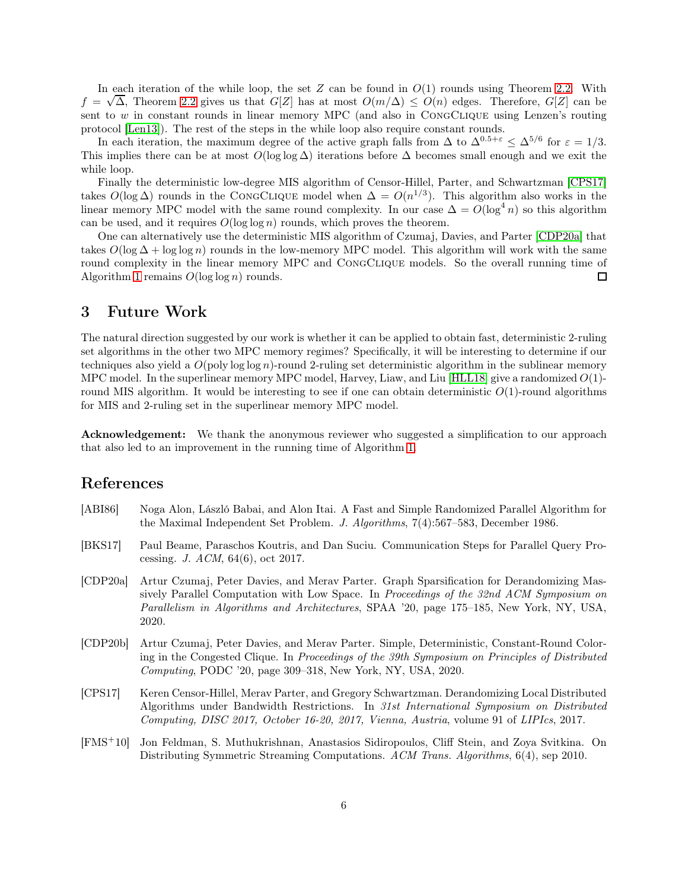In each iteration of the while loop, the set $Z$ can be found in $O(1)$ rounds using Theorem 2.2. With $f = \sqrt{\Delta}$, Theorem 2.2 gives us that $G[Z]$ has at most $O(m/\Delta) \leq O(n)$ edges. Therefore, $G[Z]$ can be sent to $w$ in constant rounds in linear memory MPC (and also in CongClique using Lenzen's routing protocol [Len13]). The rest of the steps in the while loop also require constant rounds.

In each iteration, the maximum degree of the active graph falls from $\Delta$ to $\Delta^{0.5+\varepsilon} \leq \Delta^{5/6}$ for $\varepsilon = 1/3$. This implies there can be at most $O(\log \log \Delta)$ iterations before $\Delta$ becomes small enough and we exit the while loop.

Finally the deterministic low-degree MIS algorithm of Censor-Hillel, Parter, and Schwartzman [CPS17] takes $O(\log \Delta)$ rounds in the CongClique model when $\Delta = O(n^{1/3})$. This algorithm also works in the linear memory MPC model with the same round complexity. In our case $\Delta = O(\log^4 n)$ so this algorithm can be used, and it requires $O(\log \log n)$ rounds, which proves the theorem.

One can alternatively use the deterministic MIS algorithm of Czumaj, Davies, and Parter [CDP20a] that takes $O(\log \Delta + \log \log n)$ rounds in the low-memory MPC model. This algorithm will work with the same round complexity in the linear memory MPC and CongClique models. So the overall running time of Algorithm 1 remains $O(\log \log n)$ rounds. ◻

## 3 Future Work

The natural direction suggested by our work is whether it can be applied to obtain fast, deterministic 2-ruling set algorithms in the other two MPC memory regimes? Specifically, it will be interesting to determine if our techniques also yield a $O(\text{poly} \log \log n)$-round 2-ruling set deterministic algorithm in the sublinear memory MPC model. In the superlinear memory MPC model, Harvey, Liaw, and Liu [HLL18] give a randomized $O(1)$-round MIS algorithm. It would be interesting to see if one can obtain deterministic $O(1)$-round algorithms for MIS and 2-ruling set in the superlinear memory MPC model.

**Acknowledgement:** We thank the anonymous reviewer who suggested a simplification to our approach that also led to an improvement in the running time of Algorithm 1.

## References

[ABI86] Noga Alon, László Babai, and Alon Itai. A Fast and Simple Randomized Parallel Algorithm for the Maximal Independent Set Problem. *J. Algorithms*, 7(4):567–583, December 1986.

[BKS17] Paul Beame, Paraschos Koutris, and Dan Suciu. Communication Steps for Parallel Query Processing. *J. ACM*, 64(6), oct 2017.

[CDP20a] Artur Czumaj, Peter Davies, and Merav Parter. Graph Sparsification for Derandomizing Massively Parallel Computation with Low Space. In *Proceedings of the 32nd ACM Symposium on Parallelism in Algorithms and Architectures*, SPAA '20, page 175–185, New York, NY, USA, 2020.

[CDP20b] Artur Czumaj, Peter Davies, and Merav Parter. Simple, Deterministic, Constant-Round Coloring in the Congested Clique. In *Proceedings of the 39th Symposium on Principles of Distributed Computing*, PODC '20, page 309–318, New York, NY, USA, 2020.

[CPS17] Keren Censor-Hillel, Merav Parter, and Gregory Schwartzman. Derandomizing Local Distributed Algorithms under Bandwidth Restrictions. In *31st International Symposium on Distributed Computing, DISC 2017, October 16-20, 2017, Vienna, Austria*, volume 91 of *LIPIcs*, 2017.

[FMS+10] Jon Feldman, S. Muthukrishnan, Anastasios Sidiropoulos, Cliff Stein, and Zoya Svitkina. On Distributing Symmetric Streaming Computations. *ACM Trans. Algorithms*, 6(4), sep 2010.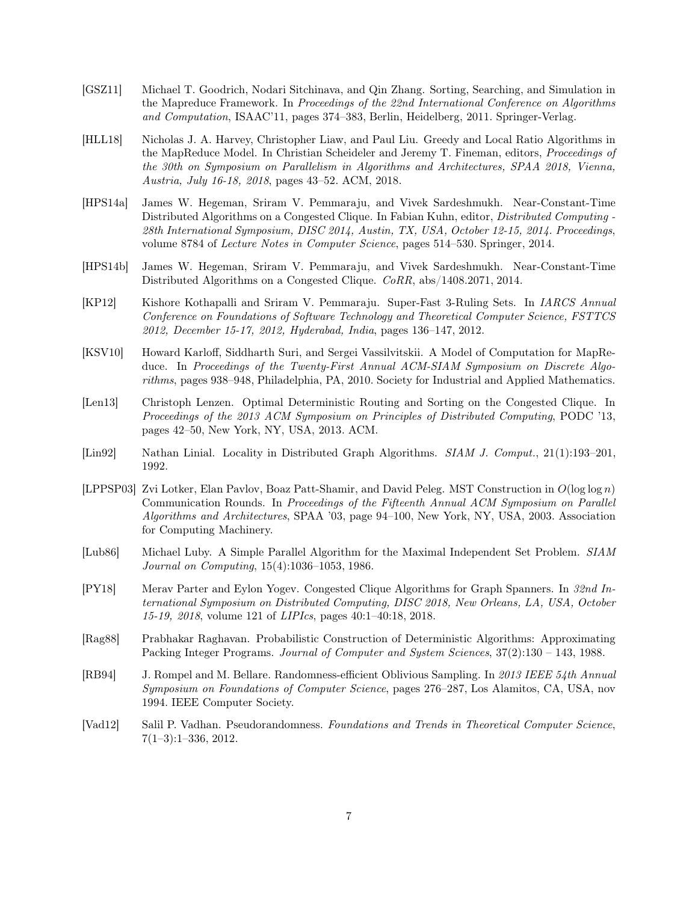[GSZ11] Michael T. Goodrich, Nodari Sitchinava, and Qin Zhang. Sorting, Searching, and Simulation in the Mapreduce Framework. In *Proceedings of the 22nd International Conference on Algorithms and Computation*, ISAAC'11, pages 374–383, Berlin, Heidelberg, 2011. Springer-Verlag.

[HLL18] Nicholas J. A. Harvey, Christopher Liaw, and Paul Liu. Greedy and Local Ratio Algorithms in the MapReduce Model. In Christian Scheideler and Jeremy T. Fineman, editors, *Proceedings of the 30th on Symposium on Parallelism in Algorithms and Architectures, SPAA 2018, Vienna, Austria, July 16-18, 2018*, pages 43–52. ACM, 2018.

[HPS14a] James W. Hegeman, Sriram V. Pemmaraju, and Vivek Sardeshmukh. Near-Constant-Time Distributed Algorithms on a Congested Clique. In Fabian Kuhn, editor, *Distributed Computing - 28th International Symposium, DISC 2014, Austin, TX, USA, October 12-15, 2014. Proceedings*, volume 8784 of *Lecture Notes in Computer Science*, pages 514–530. Springer, 2014.

[HPS14b] James W. Hegeman, Sriram V. Pemmaraju, and Vivek Sardeshmukh. Near-Constant-Time Distributed Algorithms on a Congested Clique. *CoRR*, abs/1408.2071, 2014.

[KP12] Kishore Kothapalli and Sriram V. Pemmaraju. Super-Fast 3-Ruling Sets. In *IARCS Annual Conference on Foundations of Software Technology and Theoretical Computer Science, FSTTCS 2012, December 15-17, 2012, Hyderabad, India*, pages 136–147, 2012.

[KSV10] Howard Karloff, Siddharth Suri, and Sergei Vassilvitskii. A Model of Computation for MapReduce. In *Proceedings of the Twenty-First Annual ACM-SIAM Symposium on Discrete Algorithms*, pages 938–948, Philadelphia, PA, 2010. Society for Industrial and Applied Mathematics.

[Len13] Christoph Lenzen. Optimal Deterministic Routing and Sorting on the Congested Clique. In *Proceedings of the 2013 ACM Symposium on Principles of Distributed Computing*, PODC '13, pages 42–50, New York, NY, USA, 2013. ACM.

[Lin92] Nathan Linial. Locality in Distributed Graph Algorithms. *SIAM J. Comput.*, 21(1):193–201, 1992.

[LPPSP03] Zvi Lotker, Elan Pavlov, Boaz Patt-Shamir, and David Peleg. MST Construction in $O(\log \log n)$ Communication Rounds. In *Proceedings of the Fifteenth Annual ACM Symposium on Parallel Algorithms and Architectures*, SPAA '03, page 94–100, New York, NY, USA, 2003. Association for Computing Machinery.

[Lub86] Michael Luby. A Simple Parallel Algorithm for the Maximal Independent Set Problem. *SIAM Journal on Computing*, 15(4):1036–1053, 1986.

[PY18] Merav Parter and Eylon Yogev. Congested Clique Algorithms for Graph Spanners. In *32nd International Symposium on Distributed Computing, DISC 2018, New Orleans, LA, USA, October 15-19, 2018*, volume 121 of *LIPIcs*, pages 40:1–40:18, 2018.

[Rag88] Prabhakar Raghavan. Probabilistic Construction of Deterministic Algorithms: Approximating Packing Integer Programs. *Journal of Computer and System Sciences*, 37(2):130 – 143, 1988.

[RB94] J. Rompel and M. Bellare. Randomness-efficient Oblivious Sampling. In *2013 IEEE 54th Annual Symposium on Foundations of Computer Science*, pages 276–287, Los Alamitos, CA, USA, nov 1994. IEEE Computer Society.

[Vad12] Salil P. Vadhan. Pseudorandomness. *Foundations and Trends in Theoretical Computer Science*, 7(1–3):1–336, 2012.